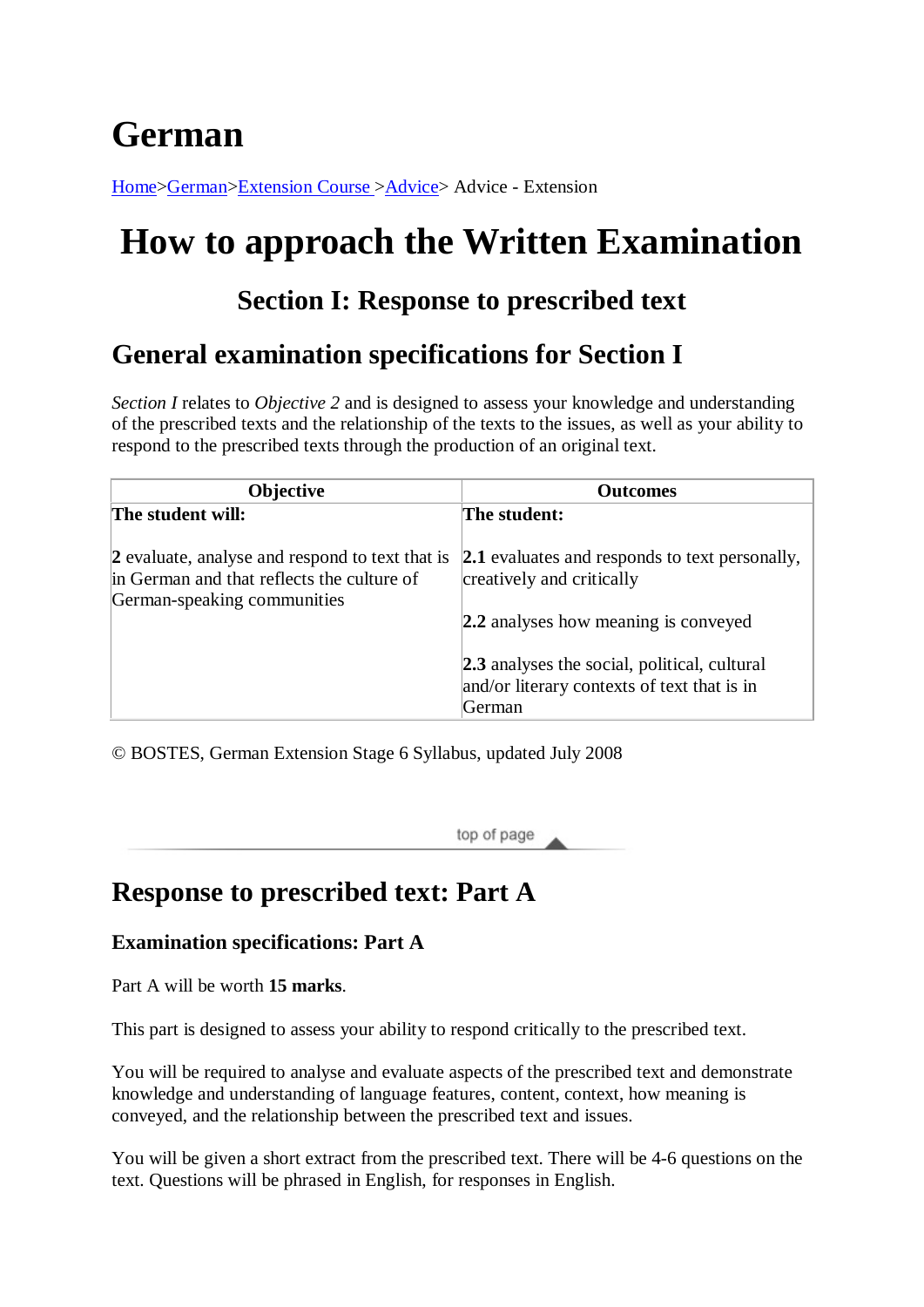# German

Home>German>Extension Course >Advice> Advice - Extension

# How to approach the Written Examination

## Section I: Response to prescribed text

## General examination specifications for Section I

*Section I* relates to *Objective 2* and is designed to assess your knowledge and understanding of the prescribed texts and the relationship of the texts to the issues, as well as your ability to respond to the prescribed texts through the production of an original text.

| Objective | Outcomes |
|---|---|
| **The student will:**<br><br>**2** evaluate, analyse and respond to text that is in German and that reflects the culture of German-speaking communities | **The student:**<br><br>**2.1** evaluates and responds to text personally, creatively and critically<br><br>**2.2** analyses how meaning is conveyed<br><br>**2.3** analyses the social, political, cultural and/or literary contexts of text that is in German |

© BOSTES, German Extension Stage 6 Syllabus, updated July 2008

top of page

## Response to prescribed text: Part A

### Examination specifications: Part A

Part A will be worth **15 marks**.

This part is designed to assess your ability to respond critically to the prescribed text.

You will be required to analyse and evaluate aspects of the prescribed text and demonstrate knowledge and understanding of language features, content, context, how meaning is conveyed, and the relationship between the prescribed text and issues.

You will be given a short extract from the prescribed text. There will be 4-6 questions on the text. Questions will be phrased in English, for responses in English.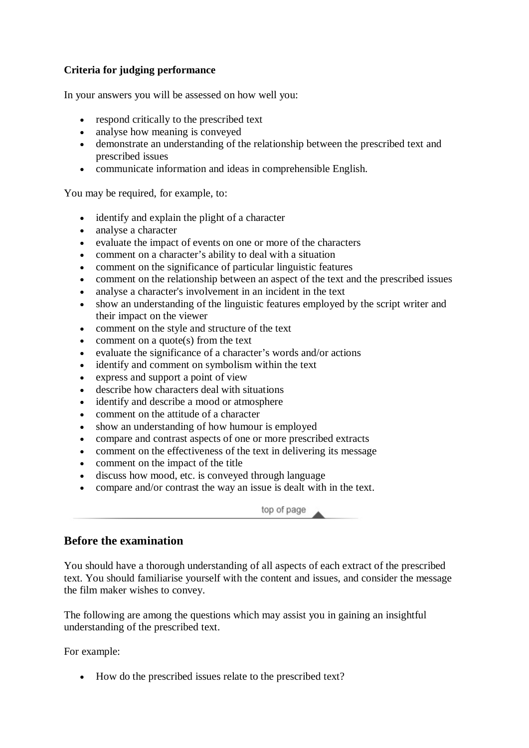**Criteria for judging performance**

In your answers you will be assessed on how well you:

- respond critically to the prescribed text
- analyse how meaning is conveyed
- demonstrate an understanding of the relationship between the prescribed text and prescribed issues
- communicate information and ideas in comprehensible English.

You may be required, for example, to:

- identify and explain the plight of a character
- analyse a character
- evaluate the impact of events on one or more of the characters
- comment on a character's ability to deal with a situation
- comment on the significance of particular linguistic features
- comment on the relationship between an aspect of the text and the prescribed issues
- analyse a character's involvement in an incident in the text
- show an understanding of the linguistic features employed by the script writer and their impact on the viewer
- comment on the style and structure of the text
- comment on a quote(s) from the text
- evaluate the significance of a character's words and/or actions
- identify and comment on symbolism within the text
- express and support a point of view
- describe how characters deal with situations
- identify and describe a mood or atmosphere
- comment on the attitude of a character
- show an understanding of how humour is employed
- compare and contrast aspects of one or more prescribed extracts
- comment on the effectiveness of the text in delivering its message
- comment on the impact of the title
- discuss how mood, etc. is conveyed through language
- compare and/or contrast the way an issue is dealt with in the text.

## Before the examination

You should have a thorough understanding of all aspects of each extract of the prescribed text. You should familiarise yourself with the content and issues, and consider the message the film maker wishes to convey.

The following are among the questions which may assist you in gaining an insightful understanding of the prescribed text.

For example:

- How do the prescribed issues relate to the prescribed text?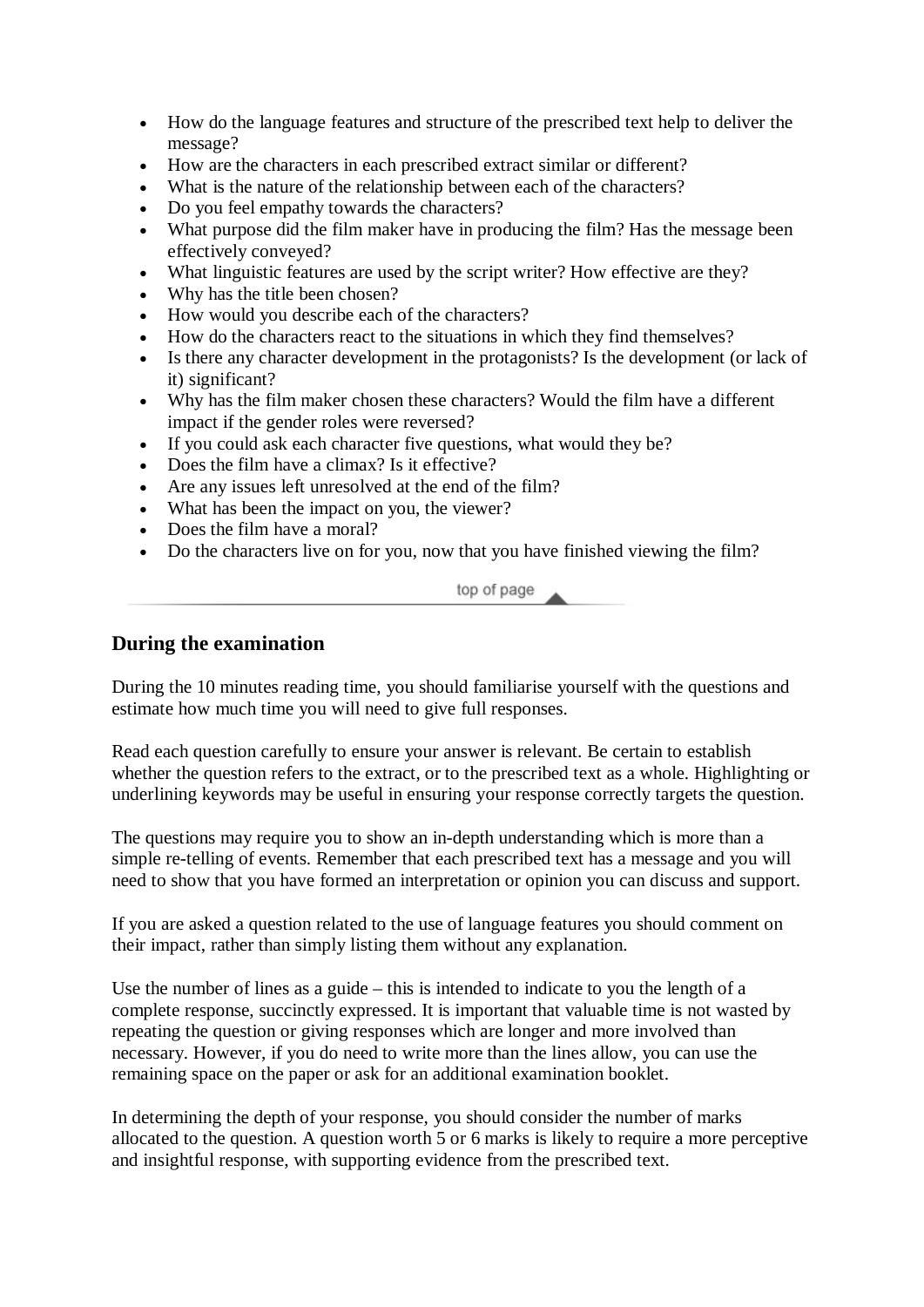- How do the language features and structure of the prescribed text help to deliver the message?
- How are the characters in each prescribed extract similar or different?
- What is the nature of the relationship between each of the characters?
- Do you feel empathy towards the characters?
- What purpose did the film maker have in producing the film? Has the message been effectively conveyed?
- What linguistic features are used by the script writer? How effective are they?
- Why has the title been chosen?
- How would you describe each of the characters?
- How do the characters react to the situations in which they find themselves?
- Is there any character development in the protagonists? Is the development (or lack of it) significant?
- Why has the film maker chosen these characters? Would the film have a different impact if the gender roles were reversed?
- If you could ask each character five questions, what would they be?
- Does the film have a climax? Is it effective?
- Are any issues left unresolved at the end of the film?
- What has been the impact on you, the viewer?
- Does the film have a moral?
- Do the characters live on for you, now that you have finished viewing the film?

top of page

## During the examination

During the 10 minutes reading time, you should familiarise yourself with the questions and estimate how much time you will need to give full responses.

Read each question carefully to ensure your answer is relevant. Be certain to establish whether the question refers to the extract, or to the prescribed text as a whole. Highlighting or underlining keywords may be useful in ensuring your response correctly targets the question.

The questions may require you to show an in-depth understanding which is more than a simple re-telling of events. Remember that each prescribed text has a message and you will need to show that you have formed an interpretation or opinion you can discuss and support.

If you are asked a question related to the use of language features you should comment on their impact, rather than simply listing them without any explanation.

Use the number of lines as a guide – this is intended to indicate to you the length of a complete response, succinctly expressed. It is important that valuable time is not wasted by repeating the question or giving responses which are longer and more involved than necessary. However, if you do need to write more than the lines allow, you can use the remaining space on the paper or ask for an additional examination booklet.

In determining the depth of your response, you should consider the number of marks allocated to the question. A question worth 5 or 6 marks is likely to require a more perceptive and insightful response, with supporting evidence from the prescribed text.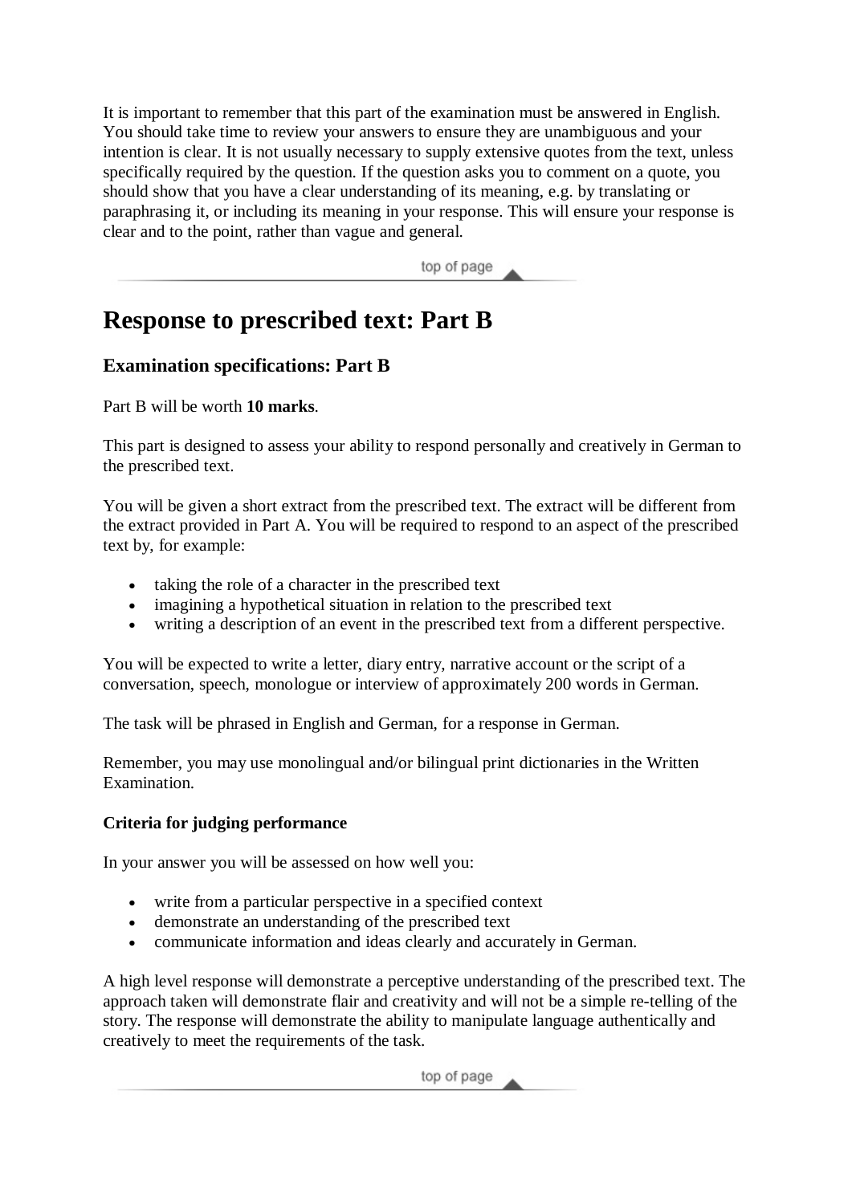It is important to remember that this part of the examination must be answered in English. You should take time to review your answers to ensure they are unambiguous and your intention is clear. It is not usually necessary to supply extensive quotes from the text, unless specifically required by the question. If the question asks you to comment on a quote, you should show that you have a clear understanding of its meaning, e.g. by translating or paraphrasing it, or including its meaning in your response. This will ensure your response is clear and to the point, rather than vague and general.

# Response to prescribed text: Part B

## Examination specifications: Part B

Part B will be worth **10 marks**.

This part is designed to assess your ability to respond personally and creatively in German to the prescribed text.

You will be given a short extract from the prescribed text. The extract will be different from the extract provided in Part A. You will be required to respond to an aspect of the prescribed text by, for example:

- taking the role of a character in the prescribed text
- imagining a hypothetical situation in relation to the prescribed text
- writing a description of an event in the prescribed text from a different perspective.

You will be expected to write a letter, diary entry, narrative account or the script of a conversation, speech, monologue or interview of approximately 200 words in German.

The task will be phrased in English and German, for a response in German.

Remember, you may use monolingual and/or bilingual print dictionaries in the Written Examination.

### Criteria for judging performance

In your answer you will be assessed on how well you:

- write from a particular perspective in a specified context
- demonstrate an understanding of the prescribed text
- communicate information and ideas clearly and accurately in German.

A high level response will demonstrate a perceptive understanding of the prescribed text. The approach taken will demonstrate flair and creativity and will not be a simple re-telling of the story. The response will demonstrate the ability to manipulate language authentically and creatively to meet the requirements of the task.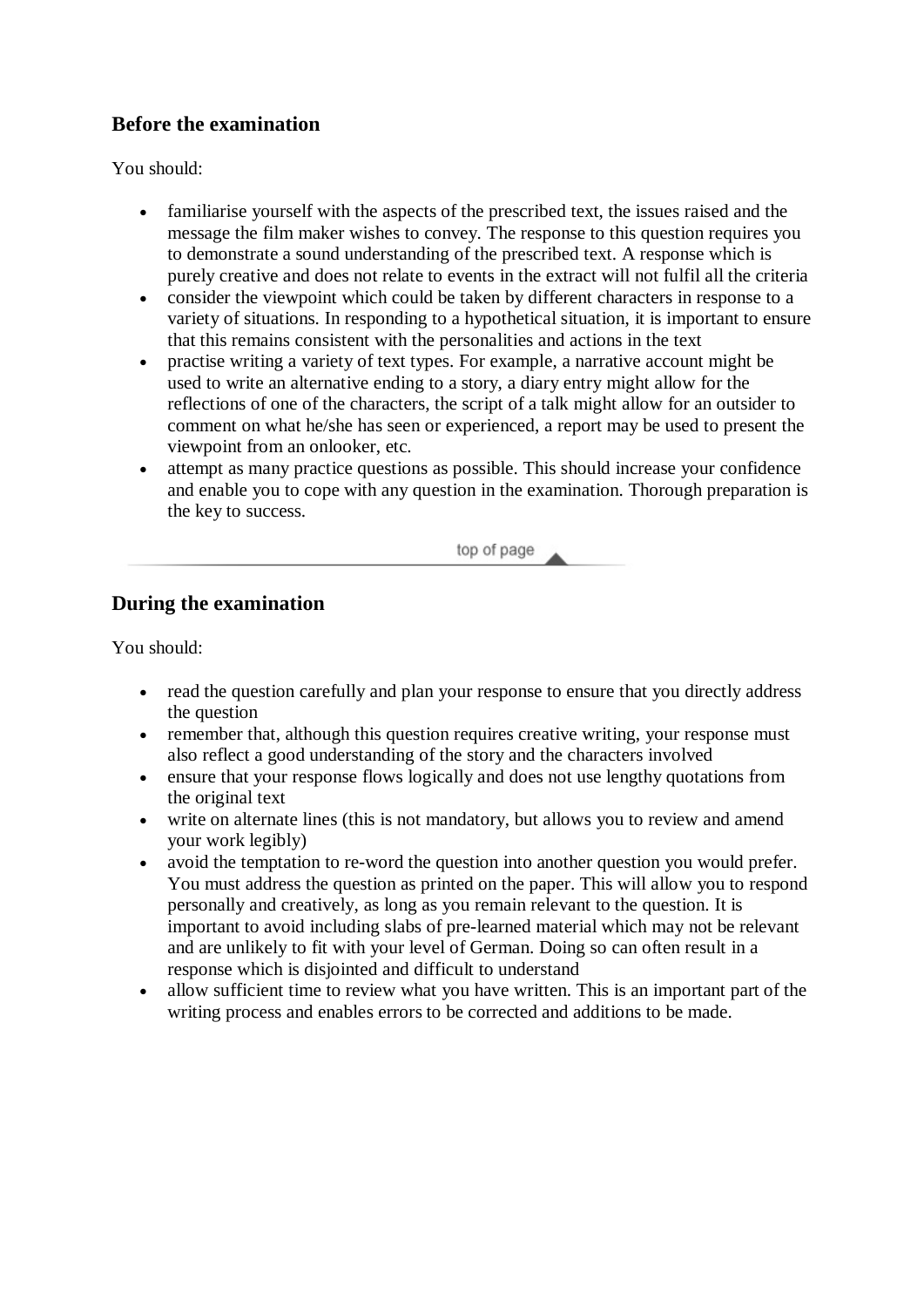## Before the examination

You should:

- familiarise yourself with the aspects of the prescribed text, the issues raised and the message the film maker wishes to convey. The response to this question requires you to demonstrate a sound understanding of the prescribed text. A response which is purely creative and does not relate to events in the extract will not fulfil all the criteria
- consider the viewpoint which could be taken by different characters in response to a variety of situations. In responding to a hypothetical situation, it is important to ensure that this remains consistent with the personalities and actions in the text
- practise writing a variety of text types. For example, a narrative account might be used to write an alternative ending to a story, a diary entry might allow for the reflections of one of the characters, the script of a talk might allow for an outsider to comment on what he/she has seen or experienced, a report may be used to present the viewpoint from an onlooker, etc.
- attempt as many practice questions as possible. This should increase your confidence and enable you to cope with any question in the examination. Thorough preparation is the key to success.

top of page

## During the examination

You should:

- read the question carefully and plan your response to ensure that you directly address the question
- remember that, although this question requires creative writing, your response must also reflect a good understanding of the story and the characters involved
- ensure that your response flows logically and does not use lengthy quotations from the original text
- write on alternate lines (this is not mandatory, but allows you to review and amend your work legibly)
- avoid the temptation to re-word the question into another question you would prefer. You must address the question as printed on the paper. This will allow you to respond personally and creatively, as long as you remain relevant to the question. It is important to avoid including slabs of pre-learned material which may not be relevant and are unlikely to fit with your level of German. Doing so can often result in a response which is disjointed and difficult to understand
- allow sufficient time to review what you have written. This is an important part of the writing process and enables errors to be corrected and additions to be made.